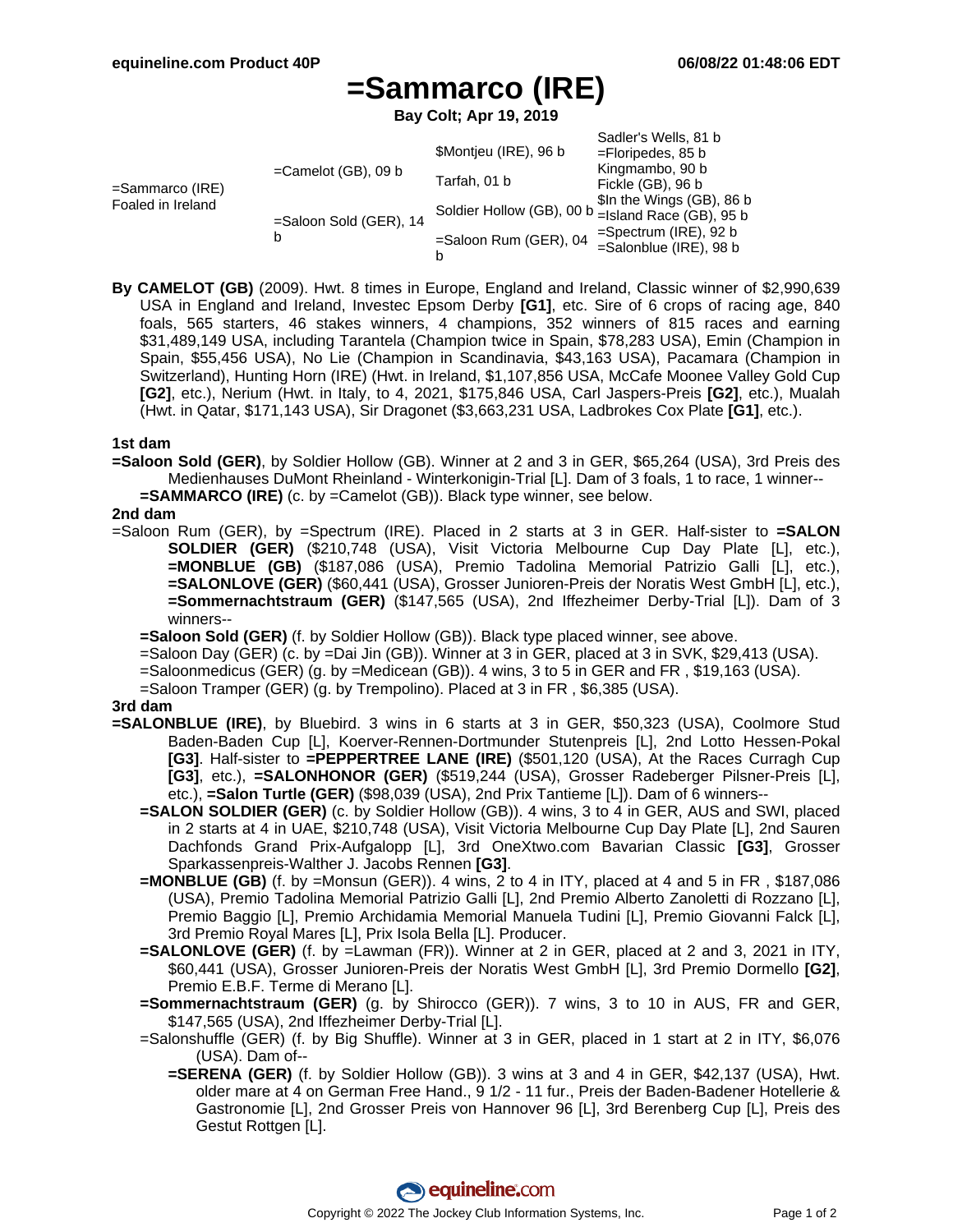# =Sammarco (IRE)

**Bay Colt; Apr 19, 2019**

| | | | |
|---|---|---|---|
| =Sammarco (IRE) Foaled in Ireland | =Camelot (GB), 09 b | $Montjeu (IRE), 96 b | Sadler's Wells, 81 b |
| | | | =Floripedes, 85 b |
| | | Tarfah, 01 b | Kingmambo, 90 b |
| | | | Fickle (GB), 96 b |
| | =Saloon Sold (GER), 14 b | Soldier Hollow (GB), 00 b | $In the Wings (GB), 86 b |
| | | | =Island Race (GB), 95 b |
| | | =Saloon Rum (GER), 04 b | =Spectrum (IRE), 92 b |
| | | | =Salonblue (IRE), 98 b |

**By CAMELOT (GB)** (2009). Hwt. 8 times in Europe, England and Ireland, Classic winner of $2,990,639 USA in England and Ireland, Investec Epsom Derby **[G1]**, etc. Sire of 6 crops of racing age, 840 foals, 565 starters, 46 stakes winners, 4 champions, 352 winners of 815 races and earning $31,489,149 USA, including Tarantela (Champion twice in Spain, $78,283 USA), Emin (Champion in Spain, $55,456 USA), No Lie (Champion in Scandinavia, $43,163 USA), Pacamara (Champion in Switzerland), Hunting Horn (IRE) (Hwt. in Ireland, $1,107,856 USA, McCafe Moonee Valley Gold Cup **[G2]**, etc.), Nerium (Hwt. in Italy, to 4, 2021, $175,846 USA, Carl Jaspers-Preis **[G2]**, etc.), Mualah (Hwt. in Qatar, $171,143 USA), Sir Dragonet ($3,663,231 USA, Ladbrokes Cox Plate **[G1]**, etc.).

### 1st dam

**=Saloon Sold (GER)**, by Soldier Hollow (GB). Winner at 2 and 3 in GER, $65,264 (USA), 3rd Preis des Medienhauses DuMont Rheinland - Winterkonigin-Trial [L]. Dam of 3 foals, 1 to race, 1 winner--

- **=SAMMARCO (IRE)** (c. by =Camelot (GB)). Black type winner, see below.

### 2nd dam

=Saloon Rum (GER), by =Spectrum (IRE). Placed in 2 starts at 3 in GER. Half-sister to **=SALON SOLDIER (GER)** ($210,748 (USA), Visit Victoria Melbourne Cup Day Plate [L], etc.), **=MONBLUE (GB)** ($187,086 (USA), Premio Tadolina Memorial Patrizio Galli [L], etc.), **=SALONLOVE (GER)** ($60,441 (USA), Grosser Junioren-Preis der Noratis West GmbH [L], etc.), **=Sommernachtstraum (GER)** ($147,565 (USA), 2nd Iffezheimer Derby-Trial [L]). Dam of 3 winners--

- **=Saloon Sold (GER)** (f. by Soldier Hollow (GB)). Black type placed winner, see above.
- =Saloon Day (GER) (c. by =Dai Jin (GB)). Winner at 3 in GER, placed at 3 in SVK, $29,413 (USA).
- =Saloonmedicus (GER) (g. by =Medicean (GB)). 4 wins, 3 to 5 in GER and FR , $19,163 (USA).
- =Saloon Tramper (GER) (g. by Trempolino). Placed at 3 in FR , $6,385 (USA).

### 3rd dam

**=SALONBLUE (IRE)**, by Bluebird. 3 wins in 6 starts at 3 in GER, $50,323 (USA), Coolmore Stud Baden-Baden Cup [L], Koerver-Rennen-Dortmunder Stutenpreis [L], 2nd Lotto Hessen-Pokal **[G3]**. Half-sister to **=PEPPERTREE LANE (IRE)** ($501,120 (USA), At the Races Curragh Cup **[G3]**, etc.), **=SALONHONOR (GER)** ($519,244 (USA), Grosser Radeberger Pilsner-Preis [L], etc.), **=Salon Turtle (GER)** ($98,039 (USA), 2nd Prix Tantieme [L]). Dam of 6 winners--

- **=SALON SOLDIER (GER)** (c. by Soldier Hollow (GB)). 4 wins, 3 to 4 in GER, AUS and SWI, placed in 2 starts at 4 in UAE, $210,748 (USA), Visit Victoria Melbourne Cup Day Plate [L], 2nd Sauren Dachfonds Grand Prix-Aufgalopp [L], 3rd OneXtwo.com Bavarian Classic **[G3]**, Grosser Sparkassenpreis-Walther J. Jacobs Rennen **[G3]**.
- **=MONBLUE (GB)** (f. by =Monsun (GER)). 4 wins, 2 to 4 in ITY, placed at 4 and 5 in FR , $187,086 (USA), Premio Tadolina Memorial Patrizio Galli [L], 2nd Premio Alberto Zanoletti di Rozzano [L], Premio Baggio [L], Premio Archidamia Memorial Manuela Tudini [L], Premio Giovanni Falck [L], 3rd Premio Royal Mares [L], Prix Isola Bella [L]. Producer.
- **=SALONLOVE (GER)** (f. by =Lawman (FR)). Winner at 2 in GER, placed at 2 and 3, 2021 in ITY, $60,441 (USA), Grosser Junioren-Preis der Noratis West GmbH [L], 3rd Premio Dormello **[G2]**, Premio E.B.F. Terme di Merano [L].
- **=Sommernachtstraum (GER)** (g. by Shirocco (GER)). 7 wins, 3 to 10 in AUS, FR and GER, $147,565 (USA), 2nd Iffezheimer Derby-Trial [L].
- =Salonshuffle (GER) (f. by Big Shuffle). Winner at 3 in GER, placed in 1 start at 2 in ITY, $6,076 (USA). Dam of--
  - **=SERENA (GER)** (f. by Soldier Hollow (GB)). 3 wins at 3 and 4 in GER, $42,137 (USA), Hwt. older mare at 4 on German Free Hand., 9 1/2 - 11 fur., Preis der Baden-Badener Hotellerie & Gastronomie [L], 2nd Grosser Preis von Hannover 96 [L], 3rd Berenberg Cup [L], Preis des Gestut Rottgen [L].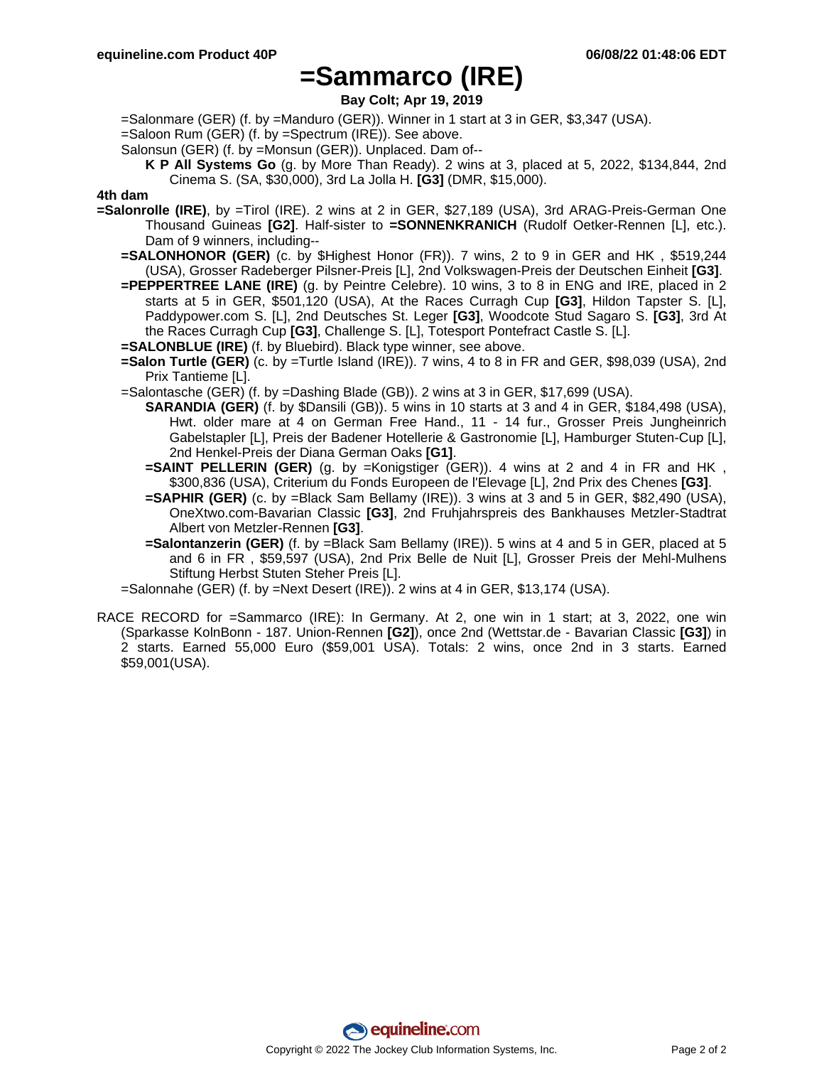# =Sammarco (IRE)

**Bay Colt; Apr 19, 2019**

=Salonmare (GER) (f. by =Manduro (GER)). Winner in 1 start at 3 in GER, $3,347 (USA).

=Saloon Rum (GER) (f. by =Spectrum (IRE)). See above.

Salonsun (GER) (f. by =Monsun (GER)). Unplaced. Dam of--

**K P All Systems Go** (g. by More Than Ready). 2 wins at 3, placed at 5, 2022, $134,844, 2nd Cinema S. (SA, $30,000), 3rd La Jolla H. **[G3]** (DMR, $15,000).

**4th dam**

**=Salonrolle (IRE)**, by =Tirol (IRE). 2 wins at 2 in GER, $27,189 (USA), 3rd ARAG-Preis-German One Thousand Guineas **[G2]**. Half-sister to **=SONNENKRANICH** (Rudolf Oetker-Rennen [L], etc.). Dam of 9 winners, including--

**=SALONHONOR (GER)** (c. by $Highest Honor (FR)). 7 wins, 2 to 9 in GER and HK , $519,244 (USA), Grosser Radeberger Pilsner-Preis [L], 2nd Volkswagen-Preis der Deutschen Einheit **[G3]**.

**=PEPPERTREE LANE (IRE)** (g. by Peintre Celebre). 10 wins, 3 to 8 in ENG and IRE, placed in 2 starts at 5 in GER, $501,120 (USA), At the Races Curragh Cup **[G3]**, Hildon Tapster S. [L], Paddypower.com S. [L], 2nd Deutsches St. Leger **[G3]**, Woodcote Stud Sagaro S. **[G3]**, 3rd At the Races Curragh Cup **[G3]**, Challenge S. [L], Totesport Pontefract Castle S. [L].

**=SALONBLUE (IRE)** (f. by Bluebird). Black type winner, see above.

**=Salon Turtle (GER)** (c. by =Turtle Island (IRE)). 7 wins, 4 to 8 in FR and GER, $98,039 (USA), 2nd Prix Tantieme [L].

=Salontasche (GER) (f. by =Dashing Blade (GB)). 2 wins at 3 in GER, $17,699 (USA).

**SARANDIA (GER)** (f. by $Dansili (GB)). 5 wins in 10 starts at 3 and 4 in GER, $184,498 (USA), Hwt. older mare at 4 on German Free Hand., 11 - 14 fur., Grosser Preis Jungheinrich Gabelstapler [L], Preis der Badener Hotellerie & Gastronomie [L], Hamburger Stuten-Cup [L], 2nd Henkel-Preis der Diana German Oaks **[G1]**.

**=SAINT PELLERIN (GER)** (g. by =Konigstiger (GER)). 4 wins at 2 and 4 in FR and HK , $300,836 (USA), Criterium du Fonds Europeen de l'Elevage [L], 2nd Prix des Chenes **[G3]**.

**=SAPHIR (GER)** (c. by =Black Sam Bellamy (IRE)). 3 wins at 3 and 5 in GER, $82,490 (USA), OneXtwo.com-Bavarian Classic **[G3]**, 2nd Fruhjahrspreis des Bankhauses Metzler-Stadtrat Albert von Metzler-Rennen **[G3]**.

**=Salontanzerin (GER)** (f. by =Black Sam Bellamy (IRE)). 5 wins at 4 and 5 in GER, placed at 5 and 6 in FR , $59,597 (USA), 2nd Prix Belle de Nuit [L], Grosser Preis der Mehl-Mulhens Stiftung Herbst Stuten Steher Preis [L].

=Salonnahe (GER) (f. by =Next Desert (IRE)). 2 wins at 4 in GER, $13,174 (USA).

RACE RECORD for =Sammarco (IRE): In Germany. At 2, one win in 1 start; at 3, 2022, one win (Sparkasse KolnBonn - 187. Union-Rennen **[G2]**), once 2nd (Wettstar.de - Bavarian Classic **[G3]**) in 2 starts. Earned 55,000 Euro ($59,001 USA). Totals: 2 wins, once 2nd in 3 starts. Earned $59,001(USA).